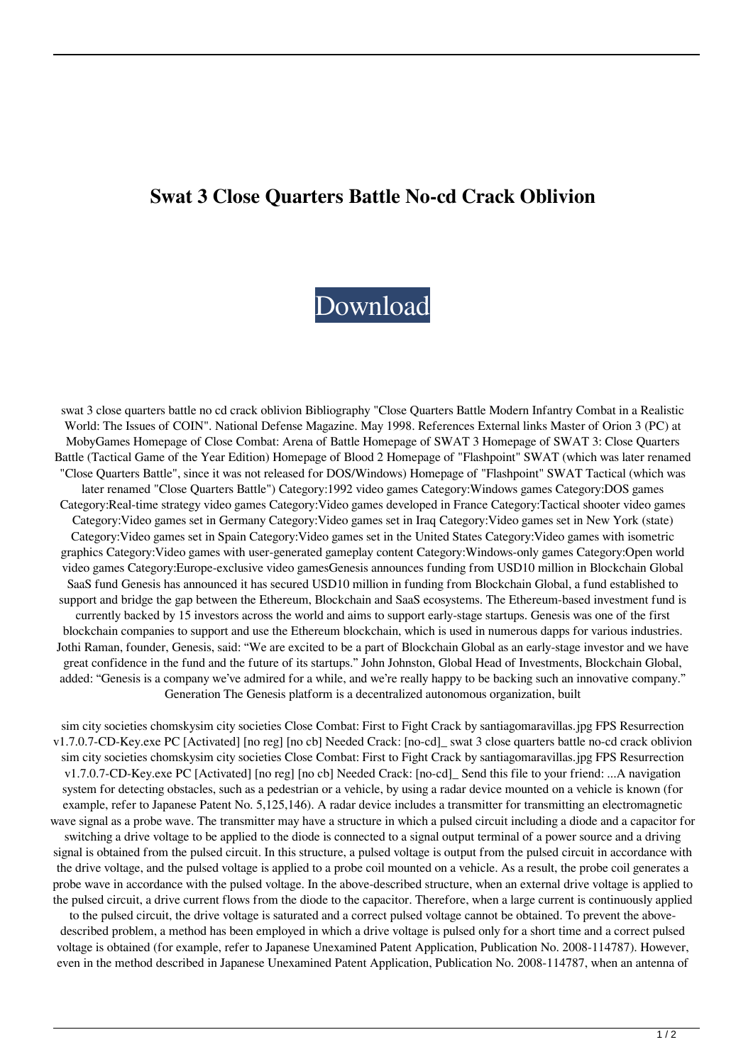# Swat 3 Close Quarters Battle No-cd Crack Oblivion

Download

swat 3 close quarters battle no cd crack oblivion Bibliography "Close Quarters Battle Modern Infantry Combat in a Realistic World: The Issues of COIN". National Defense Magazine. May 1998. References External links Master of Orion 3 (PC) at MobyGames Homepage of Close Combat: Arena of Battle Homepage of SWAT 3 Homepage of SWAT 3: Close Quarters Battle (Tactical Game of the Year Edition) Homepage of Blood 2 Homepage of "Flashpoint" SWAT (which was later renamed "Close Quarters Battle", since it was not released for DOS/Windows) Homepage of "Flashpoint" SWAT Tactical (which was later renamed "Close Quarters Battle") Category:1992 video games Category:Windows games Category:DOS games Category:Real-time strategy video games Category:Video games developed in France Category:Tactical shooter video games Category:Video games set in Germany Category:Video games set in Iraq Category:Video games set in New York (state) Category:Video games set in Spain Category:Video games set in the United States Category:Video games with isometric graphics Category:Video games with user-generated gameplay content Category:Windows-only games Category:Open world video games Category:Europe-exclusive video gamesGenesis announces funding from USD10 million in Blockchain Global SaaS fund Genesis has announced it has secured USD10 million in funding from Blockchain Global, a fund established to support and bridge the gap between the Ethereum, Blockchain and SaaS ecosystems. The Ethereum-based investment fund is currently backed by 15 investors across the world and aims to support early-stage startups. Genesis was one of the first blockchain companies to support and use the Ethereum blockchain, which is used in numerous dapps for various industries. Jothi Raman, founder, Genesis, said: “We are excited to be a part of Blockchain Global as an early-stage investor and we have great confidence in the fund and the future of its startups.” John Johnston, Global Head of Investments, Blockchain Global, added: “Genesis is a company we’ve admired for a while, and we’re really happy to be backing such an innovative company.” Generation The Genesis platform is a decentralized autonomous organization, built

sim city societies chomskysim city societies Close Combat: First to Fight Crack by santiagomaravillas.jpg FPS Resurrection v1.7.0.7-CD-Key.exe PC [Activated] [no reg] [no cb] Needed Crack: [no-cd]_ swat 3 close quarters battle no-cd crack oblivion sim city societies chomskysim city societies Close Combat: First to Fight Crack by santiagomaravillas.jpg FPS Resurrection v1.7.0.7-CD-Key.exe PC [Activated] [no reg] [no cb] Needed Crack: [no-cd]_ Send this file to your friend: ...A navigation system for detecting obstacles, such as a pedestrian or a vehicle, by using a radar device mounted on a vehicle is known (for example, refer to Japanese Patent No. 5,125,146). A radar device includes a transmitter for transmitting an electromagnetic wave signal as a probe wave. The transmitter may have a structure in which a pulsed circuit including a diode and a capacitor for switching a drive voltage to be applied to the diode is connected to a signal output terminal of a power source and a driving signal is obtained from the pulsed circuit. In this structure, a pulsed voltage is output from the pulsed circuit in accordance with the drive voltage, and the pulsed voltage is applied to a probe coil mounted on a vehicle. As a result, the probe coil generates a probe wave in accordance with the pulsed voltage. In the above-described structure, when an external drive voltage is applied to the pulsed circuit, a drive current flows from the diode to the capacitor. Therefore, when a large current is continuously applied to the pulsed circuit, the drive voltage is saturated and a correct pulsed voltage cannot be obtained. To prevent the above-described problem, a method has been employed in which a drive voltage is pulsed only for a short time and a correct pulsed voltage is obtained (for example, refer to Japanese Unexamined Patent Application, Publication No. 2008-114787). However, even in the method described in Japanese Unexamined Patent Application, Publication No. 2008-114787, when an antenna of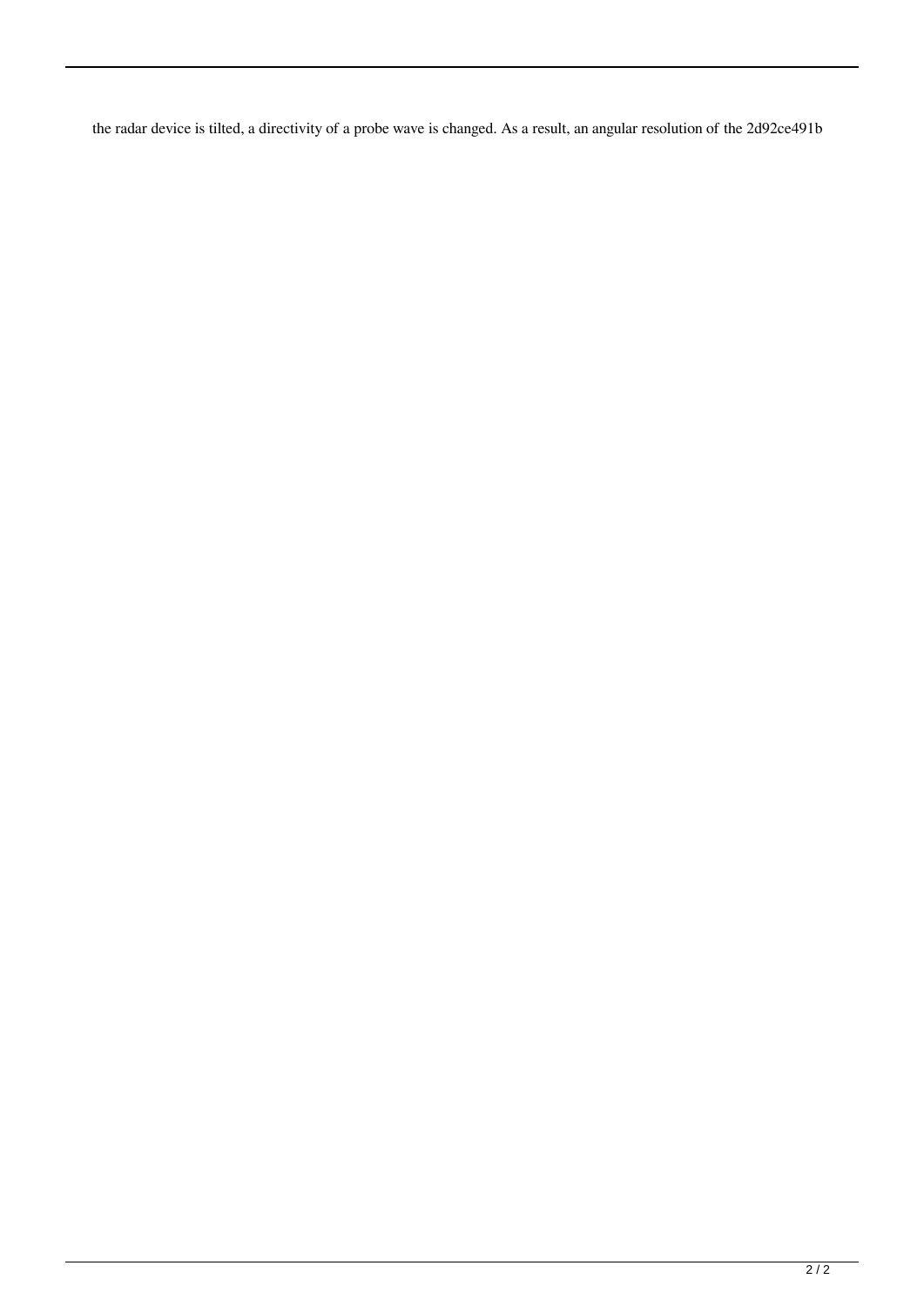the radar device is tilted, a directivity of a probe wave is changed. As a result, an angular resolution of the 2d92ce491b